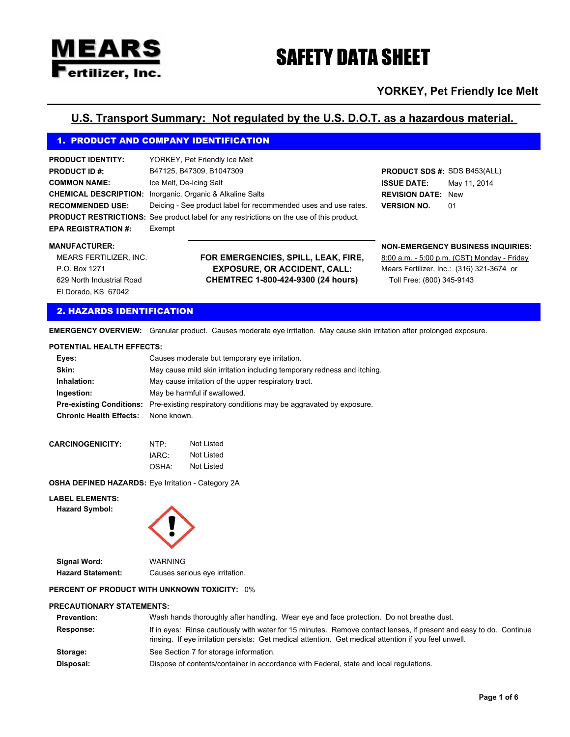**MEARS Fertilizer, Inc.**

# SAFETY DATA SHEET

**YORKEY, Pet Friendly Ice Melt**

**U.S. Transport Summary: Not regulated by the U.S. D.O.T. as a hazardous material.**

## 1. PRODUCT AND COMPANY IDENTIFICATION

**PRODUCT IDENTITY:** YORKEY, Pet Friendly Ice Melt
**PRODUCT ID #:** B47125, B47309, B1047309
**COMMON NAME:** Ice Melt, De-Icing Salt
**CHEMICAL DESCRIPTION:** Inorganic, Organic & Alkaline Salts
**RECOMMENDED USE:** Deicing - See product label for recommended uses and use rates.
**PRODUCT RESTRICTIONS:** See product label for any restrictions on the use of this product.
**EPA REGISTRATION #:** Exempt

**PRODUCT SDS #:** SDS B453(ALL)
**ISSUE DATE:** May 11, 2014
**REVISION DATE:** New
**VERSION NO.** 01

**MANUFACTURER:**
MEARS FERTILIZER, INC.
P.O. Box 1271
629 North Industrial Road
El Dorado, KS 67042

**FOR EMERGENCIES, SPILL, LEAK, FIRE, EXPOSURE, OR ACCIDENT, CALL: CHEMTREC 1-800-424-9300 (24 hours)**

**NON-EMERGENCY BUSINESS INQUIRIES:**
8:00 a.m. - 5:00 p.m. (CST) Monday - Friday
Mears Fertilizer, Inc.: (316) 321-3674 or
Toll Free: (800) 345-9143

## 2. HAZARDS IDENTIFICATION

**EMERGENCY OVERVIEW:** Granular product. Causes moderate eye irritation. May cause skin irritation after prolonged exposure.

**POTENTIAL HEALTH EFFECTS:**

**Eyes:** Causes moderate but temporary eye irritation.
**Skin:** May cause mild skin irritation including temporary redness and itching.
**Inhalation:** May cause irritation of the upper respiratory tract.
**Ingestion:** May be harmful if swallowed.
**Pre-existing Conditions:** Pre-existing respiratory conditions may be aggravated by exposure.
**Chronic Health Effects:** None known.

**CARCINOGENICITY:**
NTP: Not Listed
IARC: Not Listed
OSHA: Not Listed

**OSHA DEFINED HAZARDS:** Eye Irritation - Category 2A

**LABEL ELEMENTS:**
**Hazard Symbol:**

**Signal Word:** WARNING
**Hazard Statement:** Causes serious eye irritation.

**PERCENT OF PRODUCT WITH UNKNOWN TOXICITY:** 0%

**PRECAUTIONARY STATEMENTS:**

**Prevention:** Wash hands thoroughly after handling. Wear eye and face protection. Do not breathe dust.
**Response:** If in eyes: Rinse cautiously with water for 15 minutes. Remove contact lenses, if present and easy to do. Continue rinsing. If eye irritation persists: Get medical attention. Get medical attention if you feel unwell.
**Storage:** See Section 7 for storage information.
**Disposal:** Dispose of contents/container in accordance with Federal, state and local regulations.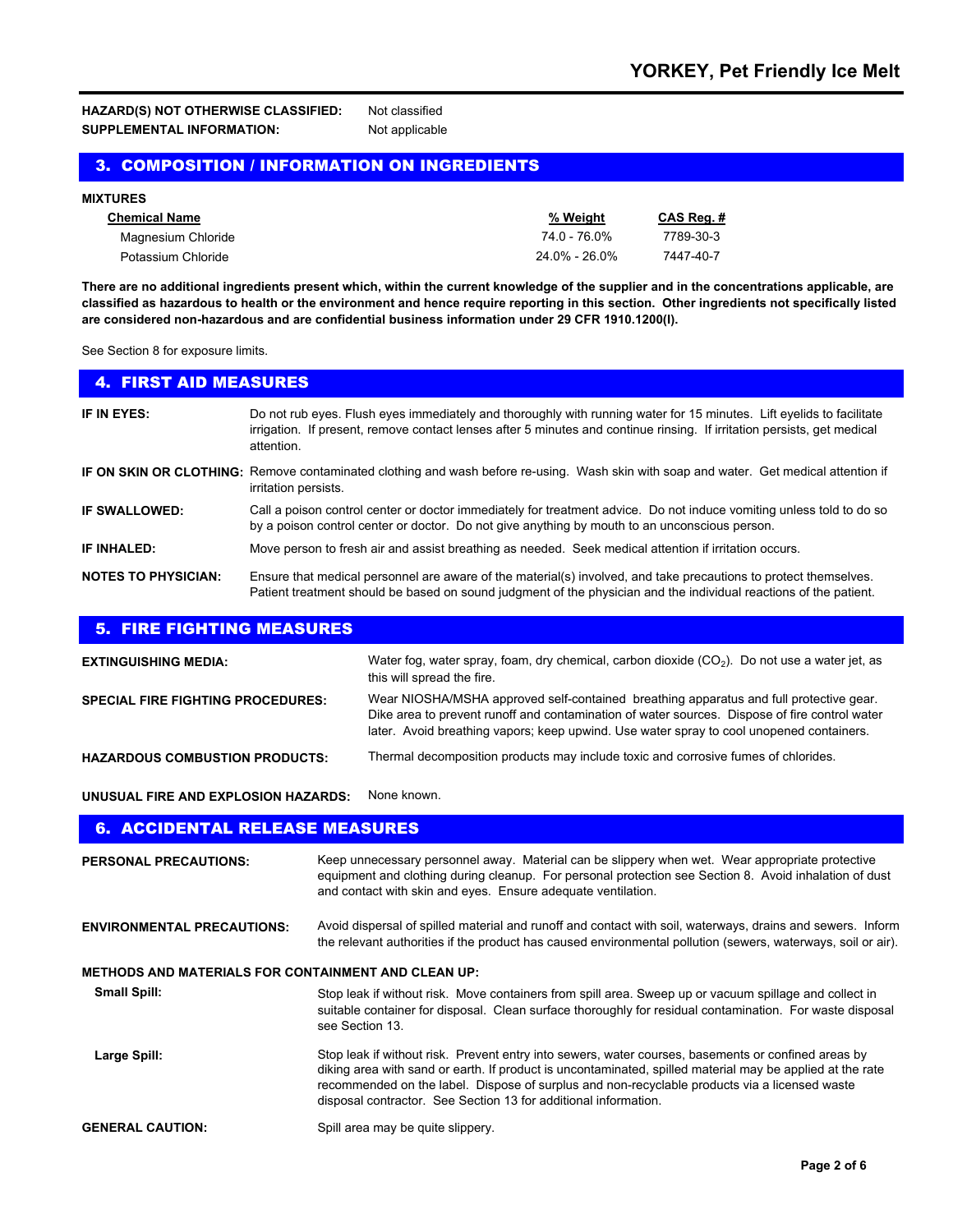**HAZARD(S) NOT OTHERWISE CLASSIFIED:** Not classified

**SUPPLEMENTAL INFORMATION:** Not applicable

## 3. COMPOSITION / INFORMATION ON INGREDIENTS

**MIXTURES**

| Chemical Name | % Weight | CAS Reg. # |
|---|---|---|
| Magnesium Chloride | 74.0 - 76.0% | 7789-30-3 |
| Potassium Chloride | 24.0% - 26.0% | 7447-40-7 |

**There are no additional ingredients present which, within the current knowledge of the supplier and in the concentrations applicable, are classified as hazardous to health or the environment and hence require reporting in this section. Other ingredients not specifically listed are considered non-hazardous and are confidential business information under 29 CFR 1910.1200(I).**

See Section 8 for exposure limits.

## 4. FIRST AID MEASURES

**IF IN EYES:** Do not rub eyes. Flush eyes immediately and thoroughly with running water for 15 minutes. Lift eyelids to facilitate irrigation. If present, remove contact lenses after 5 minutes and continue rinsing. If irritation persists, get medical attention.

**IF ON SKIN OR CLOTHING:** Remove contaminated clothing and wash before re-using. Wash skin with soap and water. Get medical attention if irritation persists.

**IF SWALLOWED:** Call a poison control center or doctor immediately for treatment advice. Do not induce vomiting unless told to do so by a poison control center or doctor. Do not give anything by mouth to an unconscious person.

**IF INHALED:** Move person to fresh air and assist breathing as needed. Seek medical attention if irritation occurs.

**NOTES TO PHYSICIAN:** Ensure that medical personnel are aware of the material(s) involved, and take precautions to protect themselves. Patient treatment should be based on sound judgment of the physician and the individual reactions of the patient.

## 5. FIRE FIGHTING MEASURES

**EXTINGUISHING MEDIA:** Water fog, water spray, foam, dry chemical, carbon dioxide ($CO_2$). Do not use a water jet, as this will spread the fire.

**SPECIAL FIRE FIGHTING PROCEDURES:** Wear NIOSHA/MSHA approved self-contained breathing apparatus and full protective gear. Dike area to prevent runoff and contamination of water sources. Dispose of fire control water later. Avoid breathing vapors; keep upwind. Use water spray to cool unopened containers.

**HAZARDOUS COMBUSTION PRODUCTS:** Thermal decomposition products may include toxic and corrosive fumes of chlorides.

**UNUSUAL FIRE AND EXPLOSION HAZARDS:** None known.

## 6. ACCIDENTAL RELEASE MEASURES

**PERSONAL PRECAUTIONS:** Keep unnecessary personnel away. Material can be slippery when wet. Wear appropriate protective equipment and clothing during cleanup. For personal protection see Section 8. Avoid inhalation of dust and contact with skin and eyes. Ensure adequate ventilation.

**ENVIRONMENTAL PRECAUTIONS:** Avoid dispersal of spilled material and runoff and contact with soil, waterways, drains and sewers. Inform the relevant authorities if the product has caused environmental pollution (sewers, waterways, soil or air).

**METHODS AND MATERIALS FOR CONTAINMENT AND CLEAN UP:**

**Small Spill:** Stop leak if without risk. Move containers from spill area. Sweep up or vacuum spillage and collect in suitable container for disposal. Clean surface thoroughly for residual contamination. For waste disposal see Section 13.

**Large Spill:** Stop leak if without risk. Prevent entry into sewers, water courses, basements or confined areas by diking area with sand or earth. If product is uncontaminated, spilled material may be applied at the rate recommended on the label. Dispose of surplus and non-recyclable products via a licensed waste disposal contractor. See Section 13 for additional information.

**GENERAL CAUTION:** Spill area may be quite slippery.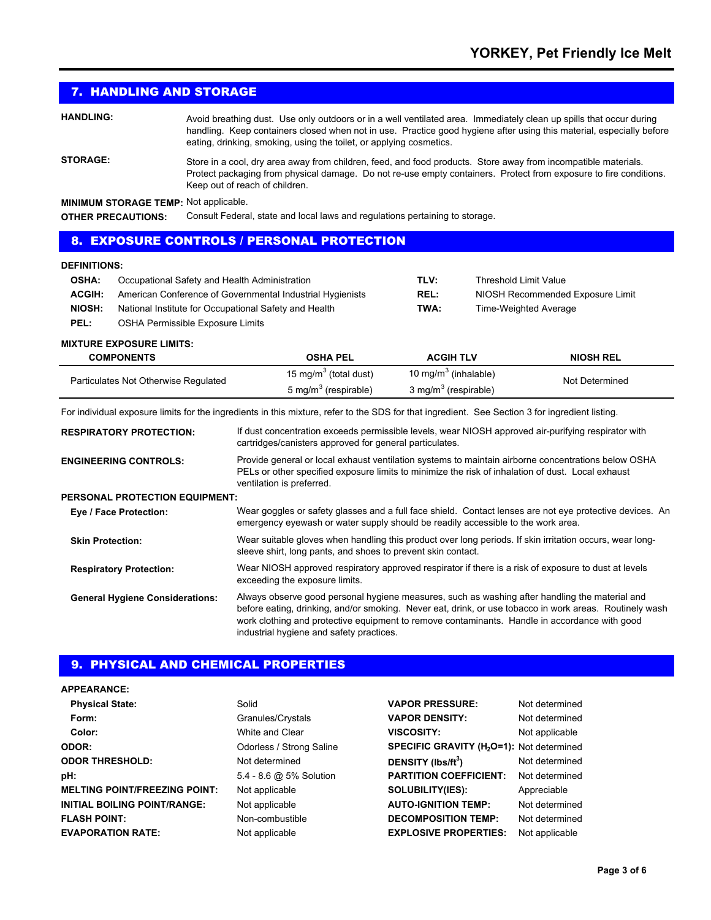## 7. HANDLING AND STORAGE

**HANDLING:** Avoid breathing dust. Use only outdoors or in a well ventilated area. Immediately clean up spills that occur during handling. Keep containers closed when not in use. Practice good hygiene after using this material, especially before eating, drinking, smoking, using the toilet, or applying cosmetics.

**STORAGE:** Store in a cool, dry area away from children, feed, and food products. Store away from incompatible materials. Protect packaging from physical damage. Do not re-use empty containers. Protect from exposure to fire conditions. Keep out of reach of children.

**MINIMUM STORAGE TEMP:** Not applicable.

**OTHER PRECAUTIONS:** Consult Federal, state and local laws and regulations pertaining to storage.

## 8. EXPOSURE CONTROLS / PERSONAL PROTECTION

**DEFINITIONS:**

- **OSHA:** Occupational Safety and Health Administration
- **ACGIH:** American Conference of Governmental Industrial Hygienists
- **NIOSH:** National Institute for Occupational Safety and Health
- **PEL:** OSHA Permissible Exposure Limits
- **TLV:** Threshold Limit Value
- **REL:** NIOSH Recommended Exposure Limit
- **TWA:** Time-Weighted Average

**MIXTURE EXPOSURE LIMITS:**

| COMPONENTS | OSHA PEL | ACGIH TLV | NIOSH REL |
|---|---|---|---|
| Particulates Not Otherwise Regulated | 15 mg/m$^3$ (total dust)<br>5 mg/m$^3$ (respirable) | 10 mg/m$^3$ (inhalable)<br>3 mg/m$^3$ (respirable) | Not Determined |

For individual exposure limits for the ingredients in this mixture, refer to the SDS for that ingredient. See Section 3 for ingredient listing.

**RESPIRATORY PROTECTION:** If dust concentration exceeds permissible levels, wear NIOSH approved air-purifying respirator with cartridges/canisters approved for general particulates.

**ENGINEERING CONTROLS:** Provide general or local exhaust ventilation systems to maintain airborne concentrations below OSHA PELs or other specified exposure limits to minimize the risk of inhalation of dust. Local exhaust ventilation is preferred.

**PERSONAL PROTECTION EQUIPMENT:**

**Eye / Face Protection:** Wear goggles or safety glasses and a full face shield. Contact lenses are not eye protective devices. An emergency eyewash or water supply should be readily accessible to the work area.

**Skin Protection:** Wear suitable gloves when handling this product over long periods. If skin irritation occurs, wear long-sleeve shirt, long pants, and shoes to prevent skin contact.

**Respiratory Protection:** Wear NIOSH approved respiratory approved respirator if there is a risk of exposure to dust at levels exceeding the exposure limits.

**General Hygiene Considerations:** Always observe good personal hygiene measures, such as washing after handling the material and before eating, drinking, and/or smoking. Never eat, drink, or use tobacco in work areas. Routinely wash work clothing and protective equipment to remove contaminants. Handle in accordance with good industrial hygiene and safety practices.

## 9. PHYSICAL AND CHEMICAL PROPERTIES

**APPEARANCE:**

| Property | Value |
|---|---|
| **Physical State:** | Solid |
| **Form:** | Granules/Crystals |
| **Color:** | White and Clear |
| **ODOR:** | Odorless / Strong Saline |
| **ODOR THRESHOLD:** | Not determined |
| **pH:** | 5.4 - 8.6 @ 5% Solution |
| **MELTING POINT/FREEZING POINT:** | Not applicable |
| **INITIAL BOILING POINT/RANGE:** | Not applicable |
| **FLASH POINT:** | Non-combustible |
| **EVAPORATION RATE:** | Not applicable |
| **VAPOR PRESSURE:** | Not determined |
| **VAPOR DENSITY:** | Not determined |
| **VISCOSITY:** | Not applicable |
| **SPECIFIC GRAVITY ($H_2O$=1):** | Not determined |
| **DENSITY (lbs/ft$^3$)** | Not determined |
| **PARTITION COEFFICIENT:** | Not determined |
| **SOLUBILITY(IES):** | Appreciable |
| **AUTO-IGNITION TEMP:** | Not determined |
| **DECOMPOSITION TEMP:** | Not determined |
| **EXPLOSIVE PROPERTIES:** | Not applicable |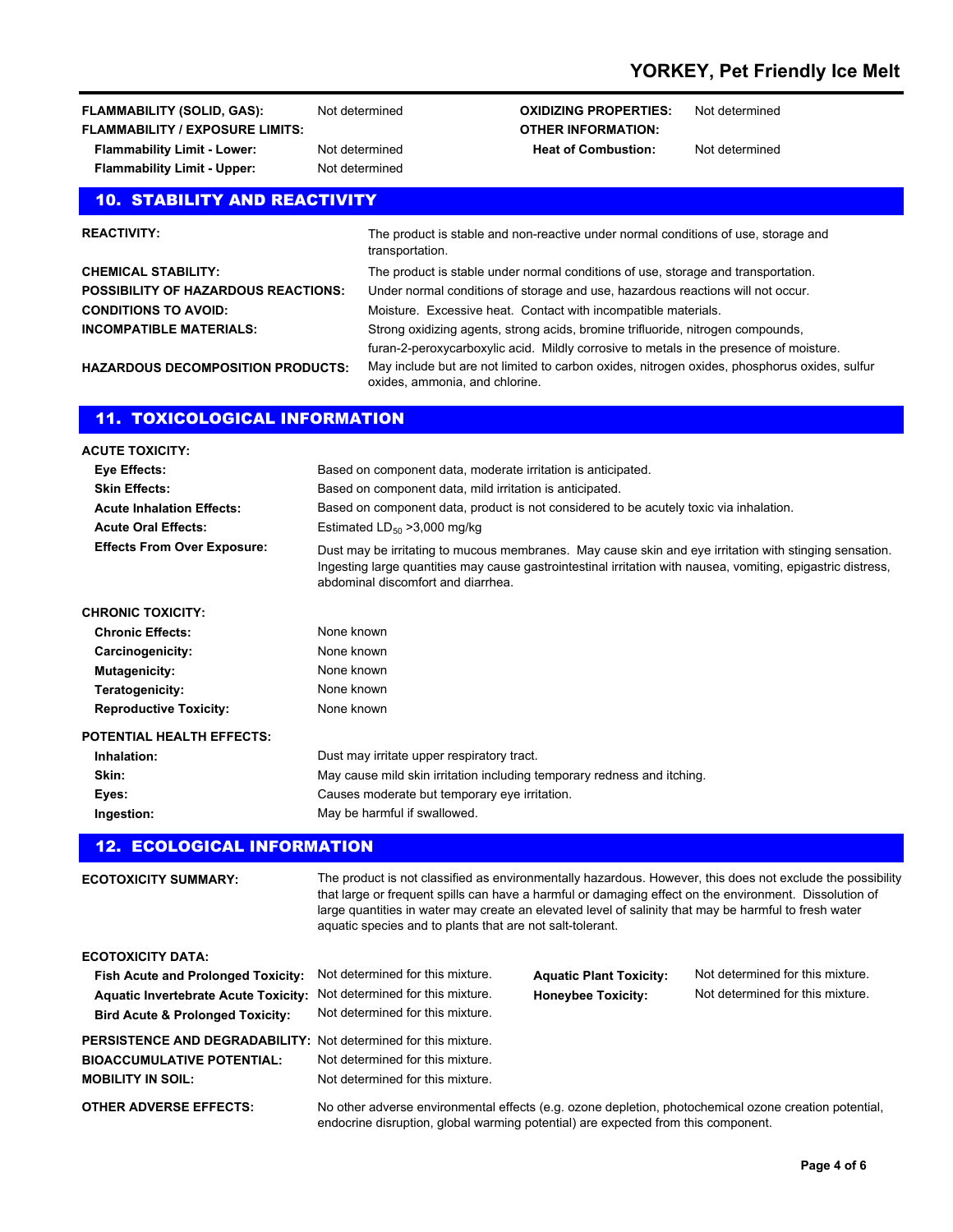| | | | |
|---|---|---|---|
| **FLAMMABILITY (SOLID, GAS):** | Not determined | **OXIDIZING PROPERTIES:** | Not determined |
| **FLAMMABILITY / EXPOSURE LIMITS:** | | **OTHER INFORMATION:** | |
| **Flammability Limit - Lower:** | Not determined | **Heat of Combustion:** | Not determined |
| **Flammability Limit - Upper:** | Not determined | | |

## 10. STABILITY AND REACTIVITY

**REACTIVITY:** The product is stable and non-reactive under normal conditions of use, storage and transportation.

**CHEMICAL STABILITY:** The product is stable under normal conditions of use, storage and transportation.

**POSSIBILITY OF HAZARDOUS REACTIONS:** Under normal conditions of storage and use, hazardous reactions will not occur.

**CONDITIONS TO AVOID:** Moisture. Excessive heat. Contact with incompatible materials.

**INCOMPATIBLE MATERIALS:** Strong oxidizing agents, strong acids, bromine trifluoride, nitrogen compounds, furan-2-peroxycarboxylic acid. Mildly corrosive to metals in the presence of moisture.

**HAZARDOUS DECOMPOSITION PRODUCTS:** May include but are not limited to carbon oxides, nitrogen oxides, phosphorus oxides, sulfur oxides, ammonia, and chlorine.

## 11. TOXICOLOGICAL INFORMATION

**ACUTE TOXICITY:**

**Eye Effects:** Based on component data, moderate irritation is anticipated.

**Skin Effects:** Based on component data, mild irritation is anticipated.

**Acute Inhalation Effects:** Based on component data, product is not considered to be acutely toxic via inhalation.

**Acute Oral Effects:** Estimated $LD_{50}$ >3,000 mg/kg

**Effects From Over Exposure:** Dust may be irritating to mucous membranes. May cause skin and eye irritation with stinging sensation. Ingesting large quantities may cause gastrointestinal irritation with nausea, vomiting, epigastric distress, abdominal discomfort and diarrhea.

**CHRONIC TOXICITY:**

**Chronic Effects:** None known

**Carcinogenicity:** None known

**Mutagenicity:** None known

**Teratogenicity:** None known

**Reproductive Toxicity:** None known

**POTENTIAL HEALTH EFFECTS:**

**Inhalation:** Dust may irritate upper respiratory tract.

**Skin:** May cause mild skin irritation including temporary redness and itching.

**Eyes:** Causes moderate but temporary eye irritation.

**Ingestion:** May be harmful if swallowed.

## 12. ECOLOGICAL INFORMATION

**ECOTOXICITY SUMMARY:** The product is not classified as environmentally hazardous. However, this does not exclude the possibility that large or frequent spills can have a harmful or damaging effect on the environment. Dissolution of large quantities in water may create an elevated level of salinity that may be harmful to fresh water aquatic species and to plants that are not salt-tolerant.

**ECOTOXICITY DATA:**

| | | | |
|---|---|---|---|
| **Fish Acute and Prolonged Toxicity:** | Not determined for this mixture. | **Aquatic Plant Toxicity:** | Not determined for this mixture. |
| **Aquatic Invertebrate Acute Toxicity:** | Not determined for this mixture. | **Honeybee Toxicity:** | Not determined for this mixture. |
| **Bird Acute & Prolonged Toxicity:** | Not determined for this mixture. | | |

**PERSISTENCE AND DEGRADABILITY:** Not determined for this mixture.

**BIOACCUMULATIVE POTENTIAL:** Not determined for this mixture.

**MOBILITY IN SOIL:** Not determined for this mixture.

**OTHER ADVERSE EFFECTS:** No other adverse environmental effects (e.g. ozone depletion, photochemical ozone creation potential, endocrine disruption, global warming potential) are expected from this component.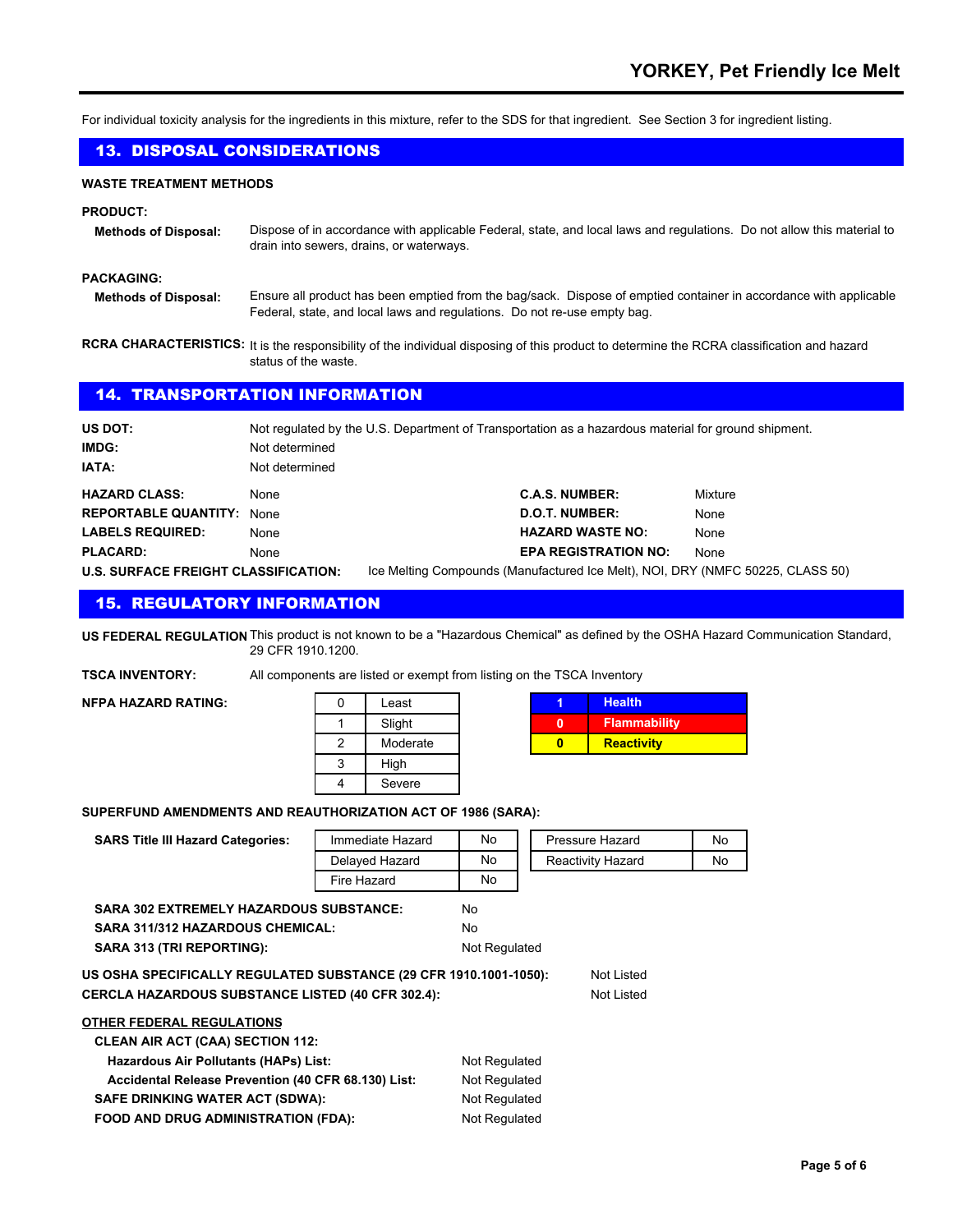For individual toxicity analysis for the ingredients in this mixture, refer to the SDS for that ingredient. See Section 3 for ingredient listing.

## 13. DISPOSAL CONSIDERATIONS

**WASTE TREATMENT METHODS**

**PRODUCT:**

**Methods of Disposal:** Dispose of in accordance with applicable Federal, state, and local laws and regulations. Do not allow this material to drain into sewers, drains, or waterways.

**PACKAGING:**

**Methods of Disposal:** Ensure all product has been emptied from the bag/sack. Dispose of emptied container in accordance with applicable Federal, state, and local laws and regulations. Do not re-use empty bag.

**RCRA CHARACTERISTICS:** It is the responsibility of the individual disposing of this product to determine the RCRA classification and hazard status of the waste.

## 14. TRANSPORTATION INFORMATION

**US DOT:** Not regulated by the U.S. Department of Transportation as a hazardous material for ground shipment.

**IMDG:** Not determined

**IATA:** Not determined

| | | | |
|---|---|---|---|
| **HAZARD CLASS:** | None | **C.A.S. NUMBER:** | Mixture |
| **REPORTABLE QUANTITY:** | None | **D.O.T. NUMBER:** | None |
| **LABELS REQUIRED:** | None | **HAZARD WASTE NO:** | None |
| **PLACARD:** | None | **EPA REGISTRATION NO:** | None |

**U.S. SURFACE FREIGHT CLASSIFICATION:** Ice Melting Compounds (Manufactured Ice Melt), NOI, DRY (NMFC 50225, CLASS 50)

## 15. REGULATORY INFORMATION

**US FEDERAL REGULATION** This product is not known to be a "Hazardous Chemical" as defined by the OSHA Hazard Communication Standard, 29 CFR 1910.1200.

**TSCA INVENTORY:** All components are listed or exempt from listing on the TSCA Inventory

**NFPA HAZARD RATING:**

| Rating | Description |
|---|---|
| 0 | Least |
| 1 | Slight |
| 2 | Moderate |
| 3 | High |
| 4 | Severe |

| Rating | Category |
|---|---|
| 1 | Health |
| 0 | Flammability |
| 0 | Reactivity |

**SUPERFUND AMENDMENTS AND REAUTHORIZATION ACT OF 1986 (SARA):**

**SARS Title III Hazard Categories:**

| Hazard | | Hazard | |
|---|---|---|---|
| Immediate Hazard | No | Pressure Hazard | No |
| Delayed Hazard | No | Reactivity Hazard | No |
| Fire Hazard | No | | |

**SARA 302 EXTREMELY HAZARDOUS SUBSTANCE:** No

**SARA 311/312 HAZARDOUS CHEMICAL:** No

**SARA 313 (TRI REPORTING):** Not Regulated

**US OSHA SPECIFICALLY REGULATED SUBSTANCE (29 CFR 1910.1001-1050):** Not Listed

**CERCLA HAZARDOUS SUBSTANCE LISTED (40 CFR 302.4):** Not Listed

**OTHER FEDERAL REGULATIONS**

**CLEAN AIR ACT (CAA) SECTION 112:**

**Hazardous Air Pollutants (HAPs) List:** Not Regulated

**Accidental Release Prevention (40 CFR 68.130) List:** Not Regulated

**SAFE DRINKING WATER ACT (SDWA):** Not Regulated

**FOOD AND DRUG ADMINISTRATION (FDA):** Not Regulated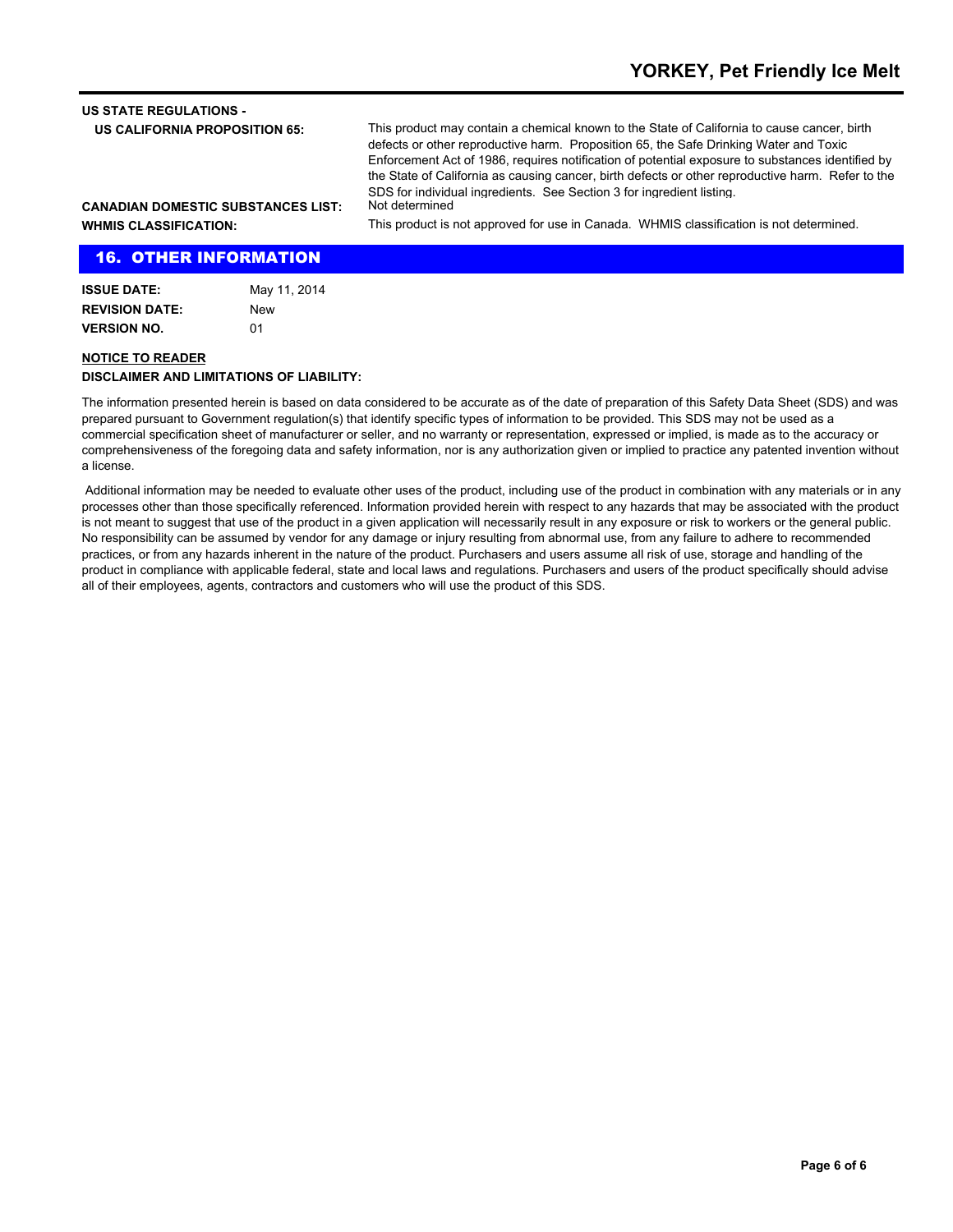**US STATE REGULATIONS -**

**US CALIFORNIA PROPOSITION 65:** This product may contain a chemical known to the State of California to cause cancer, birth defects or other reproductive harm. Proposition 65, the Safe Drinking Water and Toxic Enforcement Act of 1986, requires notification of potential exposure to substances identified by the State of California as causing cancer, birth defects or other reproductive harm. Refer to the SDS for individual ingredients. See Section 3 for ingredient listing.

**CANADIAN DOMESTIC SUBSTANCES LIST:** Not determined

**WHMIS CLASSIFICATION:** This product is not approved for use in Canada. WHMIS classification is not determined.

## 16. OTHER INFORMATION

**ISSUE DATE:** May 11, 2014

**REVISION DATE:** New

**VERSION NO.** 01

**NOTICE TO READER**

**DISCLAIMER AND LIMITATIONS OF LIABILITY:**

The information presented herein is based on data considered to be accurate as of the date of preparation of this Safety Data Sheet (SDS) and was prepared pursuant to Government regulation(s) that identify specific types of information to be provided. This SDS may not be used as a commercial specification sheet of manufacturer or seller, and no warranty or representation, expressed or implied, is made as to the accuracy or comprehensiveness of the foregoing data and safety information, nor is any authorization given or implied to practice any patented invention without a license.

Additional information may be needed to evaluate other uses of the product, including use of the product in combination with any materials or in any processes other than those specifically referenced. Information provided herein with respect to any hazards that may be associated with the product is not meant to suggest that use of the product in a given application will necessarily result in any exposure or risk to workers or the general public. No responsibility can be assumed by vendor for any damage or injury resulting from abnormal use, from any failure to adhere to recommended practices, or from any hazards inherent in the nature of the product. Purchasers and users assume all risk of use, storage and handling of the product in compliance with applicable federal, state and local laws and regulations. Purchasers and users of the product specifically should advise all of their employees, agents, contractors and customers who will use the product of this SDS.